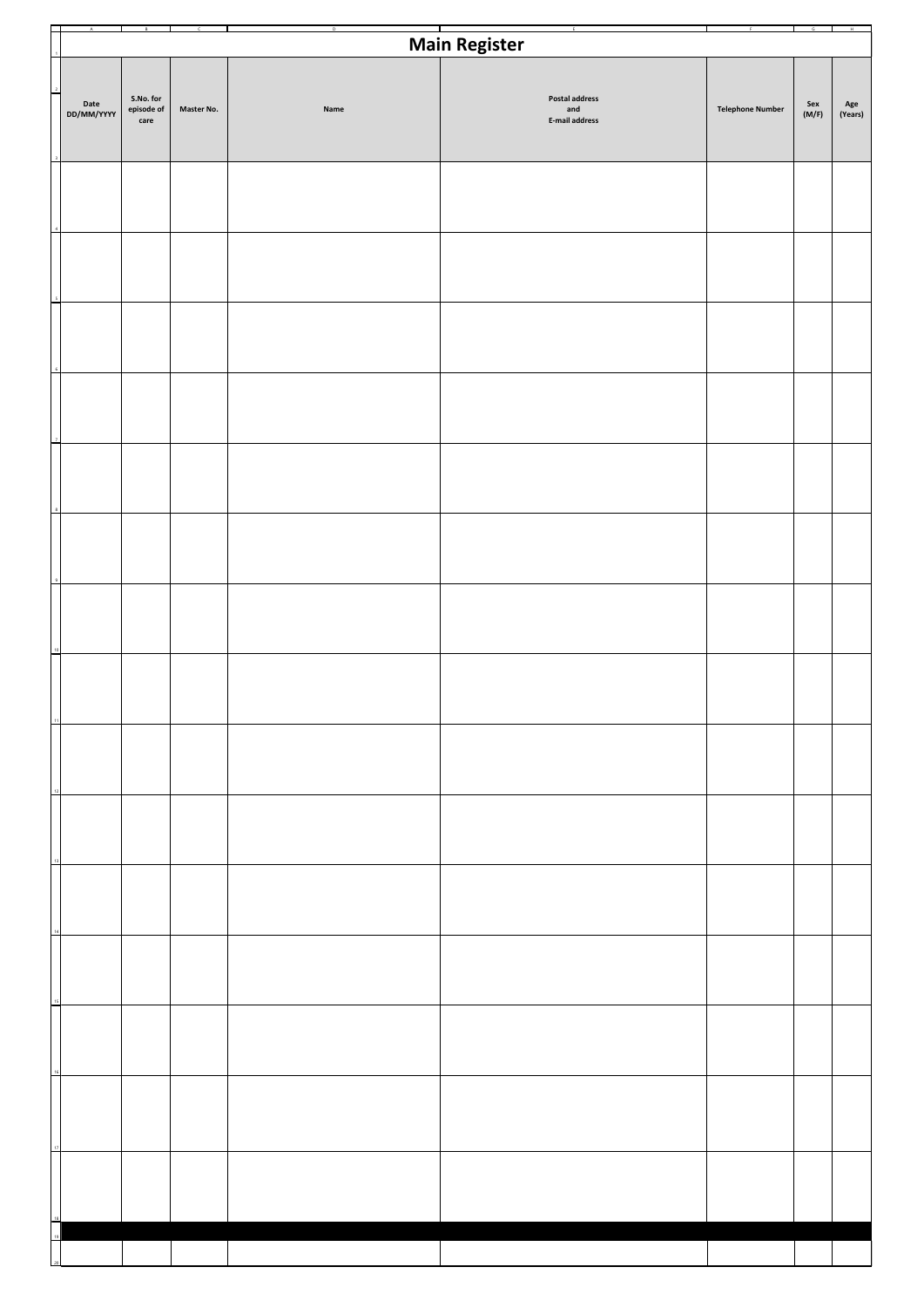# Main Register

| Date DD/MM/YYYY | S.No. for episode of care | Master No. | Name | Postal address and E-mail address | Telephone Number | Sex (M/F) | Age (Years) |
|---|---|---|---|---|---|---|---|
| | | | | | | | |
| | | | | | | | |
| | | | | | | | |
| | | | | | | | |
| | | | | | | | |
| | | | | | | | |
| | | | | | | | |
| | | | | | | | |
| | | | | | | | |
| | | | | | | | |
| | | | | | | | |
| | | | | | | | |
| | | | | | | | |
| | | | | | | | |
| | | | | | | | |
| | | | | | | | |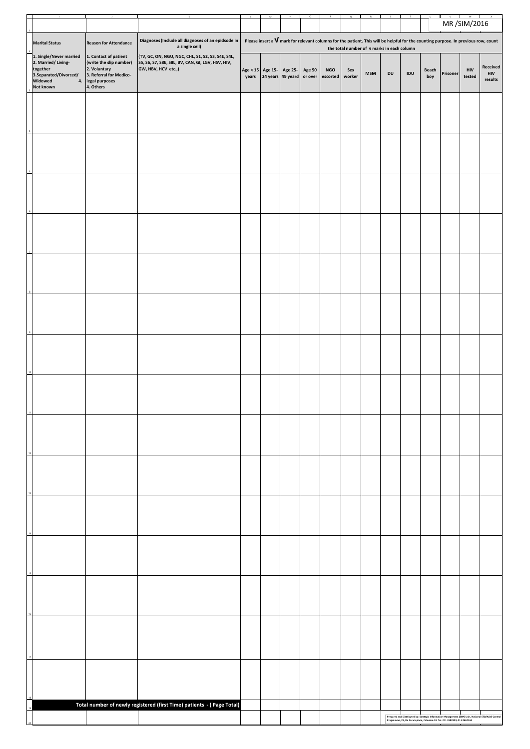MR /SIM/2016

| Marital Status | Reason for Attendance | Diagnoses (Include all diagnoses of an epidsode in a single cell) | Please insert a √ mark for relevant columns for the patient. This will be helpful for the counting purpose. In previous row, count the total number of √ marks in each column | | | | | | | | | | | | |
|---|---|---|---|---|---|---|---|---|---|---|---|---|---|---|---|
| 1. Single/Never married 2. Married/ Living-together 3.Separated/Divorced/ Widowed 4. Not known | 1. Contact of patient (write the slip number) 2. Voluntary 3. Referral for Medico-legal purposes 4. Others | (TV, GC, ON, NGU, NGC, CHL, S1, S2, S3, S4E, S4L, S5, S6, S7, S8E, S8L, BV, CAN, GI, LGV, HSV, HIV, GW, HBV, HCV etc.,) | Age < 15 years | Age 15-24 years | Age 25-49 yeard | Age 50 or over | NGO escorted | Sex worker | MSM | DU | IDU | Beach boy | Prisoner | HIV tested | Received HIV results |
| | | | | | | | | | | | | | | | |
| | | | | | | | | | | | | | | | |
| | | | | | | | | | | | | | | | |
| | | | | | | | | | | | | | | | |
| | | | | | | | | | | | | | | | |
| | | | | | | | | | | | | | | | |
| | | | | | | | | | | | | | | | |
| | | | | | | | | | | | | | | | |
| | | | | | | | | | | | | | | | |
| | | | | | | | | | | | | | | | |
| | | | | | | | | | | | | | | | |
| | | | | | | | | | | | | | | | |
| | | | | | | | | | | | | | | | |
| | | | | | | | | | | | | | | | |
| | | | | | | | | | | | | | | | |
| Total number of newly registered (first Time) patients - ( Page Total) | | | | | | | | | | | | | | | |

Prepared and Distributed by: Strategic Information Management (SIM) Unit, National STD/AIDS Control Programme, 29, De Saram place, Colombo 10. Tel: 011 2682859, 011 2667163